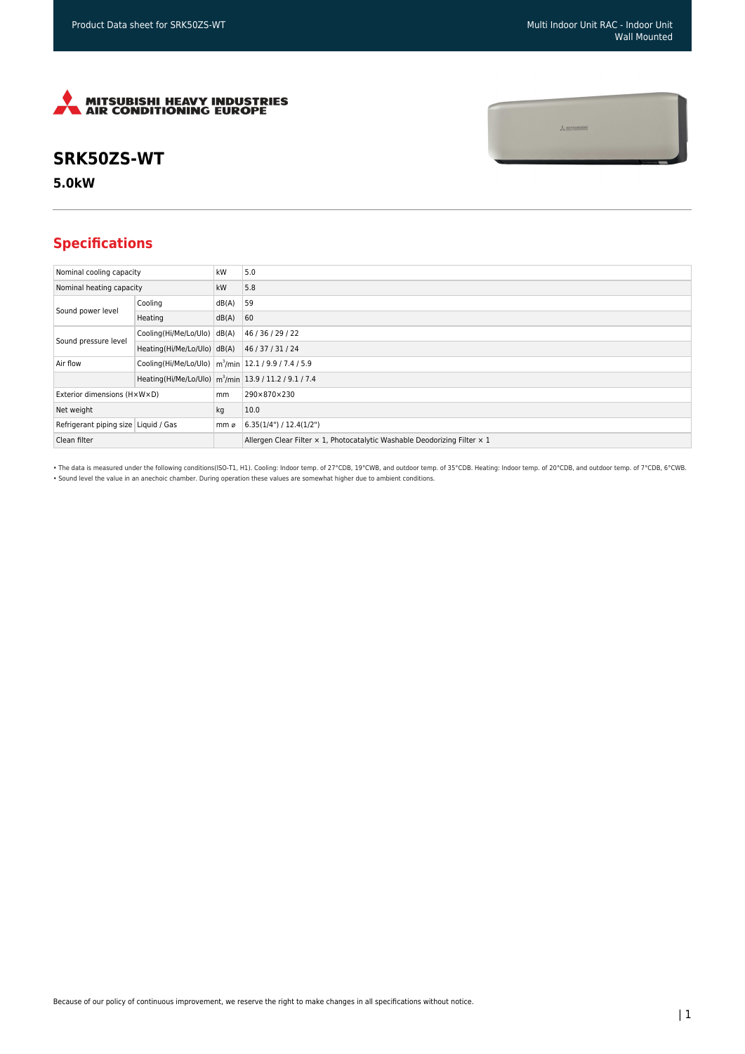# SRK50ZS-WT

**5.0kW**

## Specifications

| | | | |
|---|---|---|---|
| Nominal cooling capacity | | kW | 5.0 |
| Nominal heating capacity | | kW | 5.8 |
| Sound power level | Cooling | dB(A) | 59 |
| | Heating | dB(A) | 60 |
| Sound pressure level | Cooling(Hi/Me/Lo/Ulo) | dB(A) | 46 / 36 / 29 / 22 |
| | Heating(Hi/Me/Lo/Ulo) | dB(A) | 46 / 37 / 31 / 24 |
| Air flow | Cooling(Hi/Me/Lo/Ulo) | $m^3$/min | 12.1 / 9.9 / 7.4 / 5.9 |
| | Heating(Hi/Me/Lo/Ulo) | $m^3$/min | 13.9 / 11.2 / 9.1 / 7.4 |
| Exterior dimensions (H×W×D) | | mm | 290×870×230 |
| Net weight | | kg | 10.0 |
| Refrigerant piping size | Liquid / Gas | mm ø | 6.35(1/4") / 12.4(1/2") |
| Clean filter | | | Allergen Clear Filter × 1, Photocatalytic Washable Deodorizing Filter × 1 |

• The data is measured under the following conditions(ISO-T1, H1). Cooling: Indoor temp. of 27°CDB, 19°CWB, and outdoor temp. of 35°CDB. Heating: Indoor temp. of 20°CDB, and outdoor temp. of 7°CDB, 6°CWB.
• Sound level the value in an anechoic chamber. During operation these values are somewhat higher due to ambient conditions.

Because of our policy of continuous improvement, we reserve the right to make changes in all specifications without notice.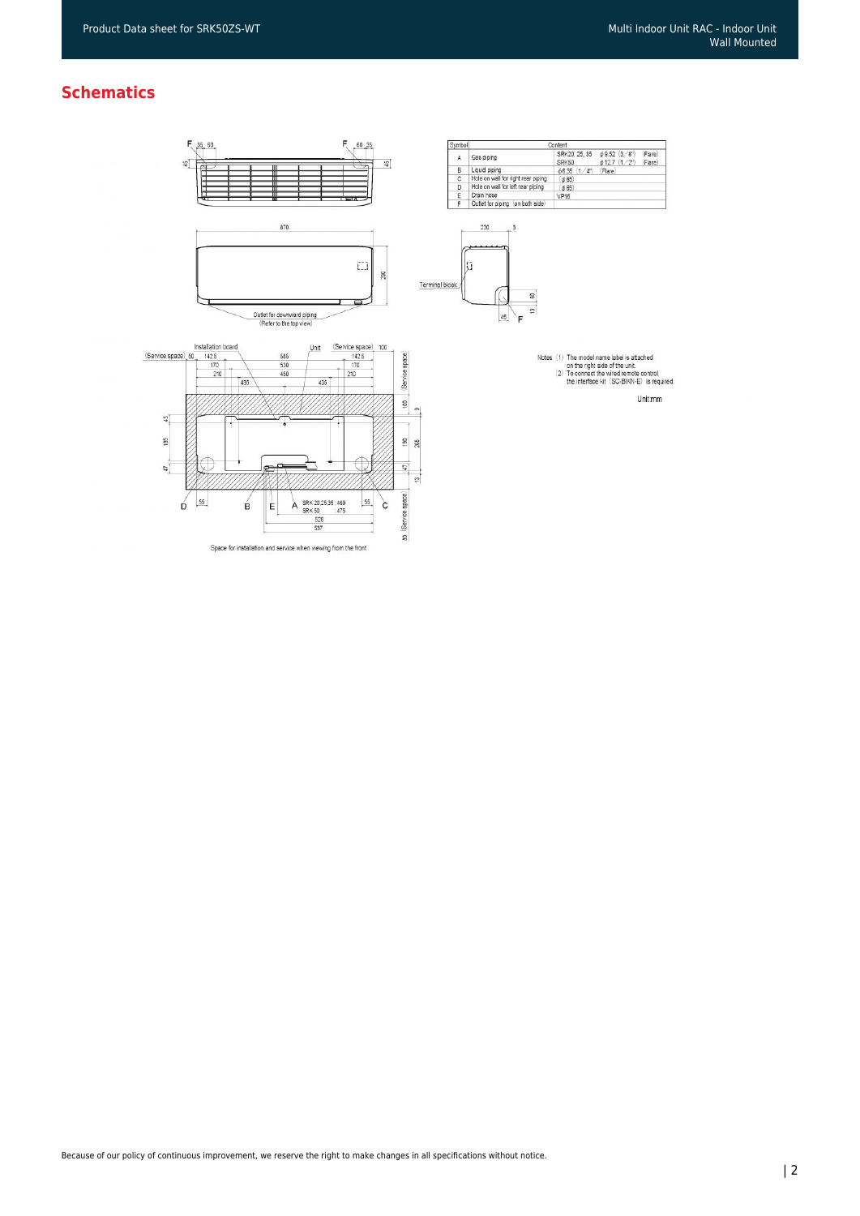## Schematics

| Symbol | Content | | |
|---|---|---|---|
| A | Gas piping | SRK20, 25, 35 | φ9.52 (3/8") (Flare) |
| | | SRK50 | φ12.7 (1/2") (Flare) |
| B | Liquid piping | φ6.35 (1/4") (Flare) | |
| C | Hole on wall for right rear piping | (φ65) | |
| D | Hole on wall for left rear piping | (φ65) | |
| E | Drain hose | VP16 | |
| F | Outlet for piping (on both side) | | |

Terminal block

Outlet for downward piping
(Refer to the top view)

Installation board

Unit

(Service space)

SRK 20,25,35 : 469
SRK 50 : 475

Space for installation and service when viewing from the front

Notes (1) The model name label is attached on the right side of the unit.
(2) To connect the wired remote control, the interface kit (SC-BIKN-E) is required.

Unit:mm

Because of our policy of continuous improvement, we reserve the right to make changes in all specifications without notice.